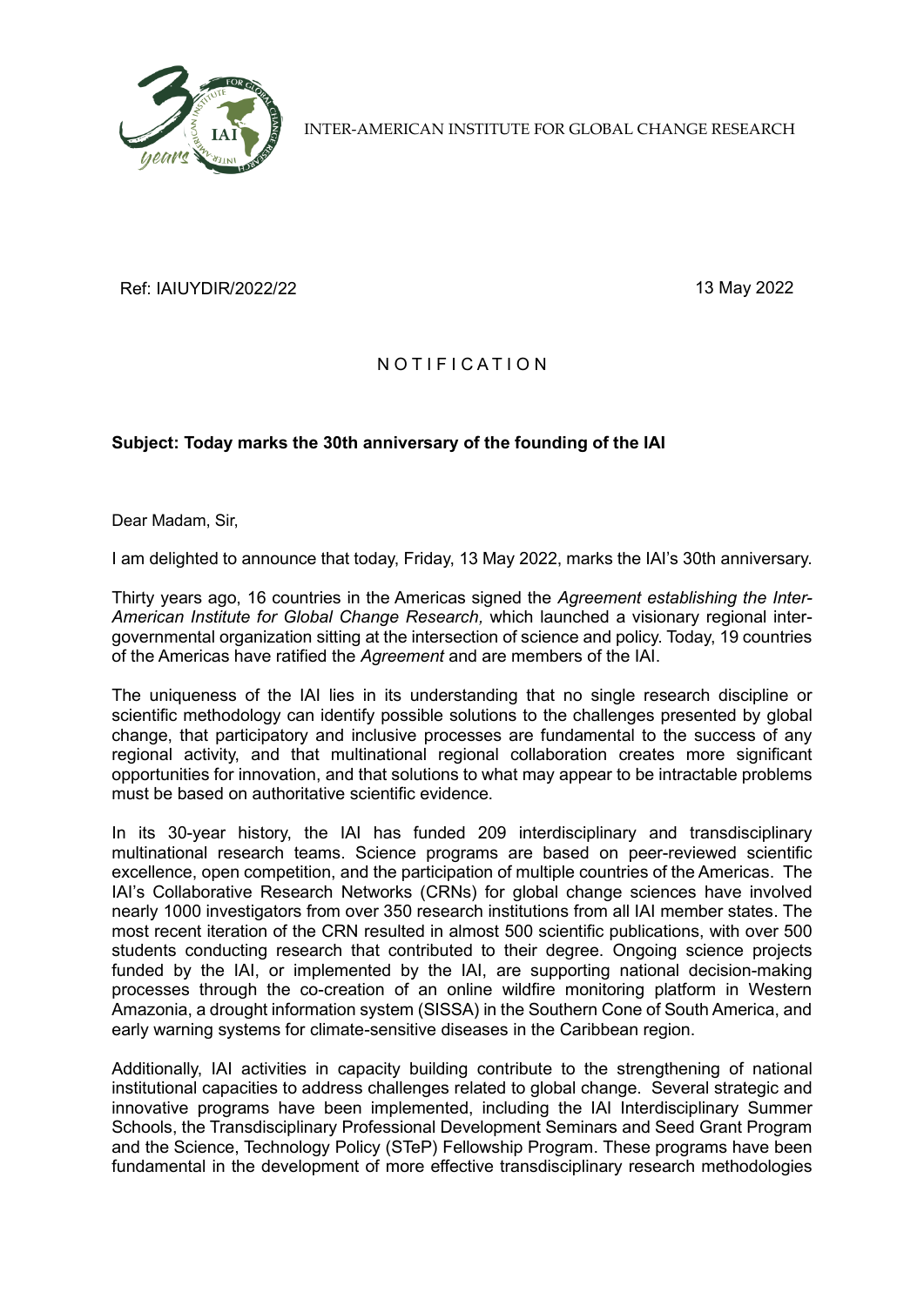INTER-AMERICAN INSTITUTE FOR GLOBAL CHANGE RESEARCH

Ref: IAIUYDIR/2022/22

13 May 2022

N O T I F I C A T I O N

**Subject: Today marks the 30th anniversary of the founding of the IAI**

Dear Madam, Sir,

I am delighted to announce that today, Friday, 13 May 2022, marks the IAI's 30th anniversary.

Thirty years ago, 16 countries in the Americas signed the *Agreement establishing the Inter-American Institute for Global Change Research,* which launched a visionary regional inter-governmental organization sitting at the intersection of science and policy. Today, 19 countries of the Americas have ratified the *Agreement* and are members of the IAI.

The uniqueness of the IAI lies in its understanding that no single research discipline or scientific methodology can identify possible solutions to the challenges presented by global change, that participatory and inclusive processes are fundamental to the success of any regional activity, and that multinational regional collaboration creates more significant opportunities for innovation, and that solutions to what may appear to be intractable problems must be based on authoritative scientific evidence.

In its 30-year history, the IAI has funded 209 interdisciplinary and transdisciplinary multinational research teams. Science programs are based on peer-reviewed scientific excellence, open competition, and the participation of multiple countries of the Americas. The IAI's Collaborative Research Networks (CRNs) for global change sciences have involved nearly 1000 investigators from over 350 research institutions from all IAI member states. The most recent iteration of the CRN resulted in almost 500 scientific publications, with over 500 students conducting research that contributed to their degree. Ongoing science projects funded by the IAI, or implemented by the IAI, are supporting national decision-making processes through the co-creation of an online wildfire monitoring platform in Western Amazonia, a drought information system (SISSA) in the Southern Cone of South America, and early warning systems for climate-sensitive diseases in the Caribbean region.

Additionally, IAI activities in capacity building contribute to the strengthening of national institutional capacities to address challenges related to global change. Several strategic and innovative programs have been implemented, including the IAI Interdisciplinary Summer Schools, the Transdisciplinary Professional Development Seminars and Seed Grant Program and the Science, Technology Policy (STeP) Fellowship Program. These programs have been fundamental in the development of more effective transdisciplinary research methodologies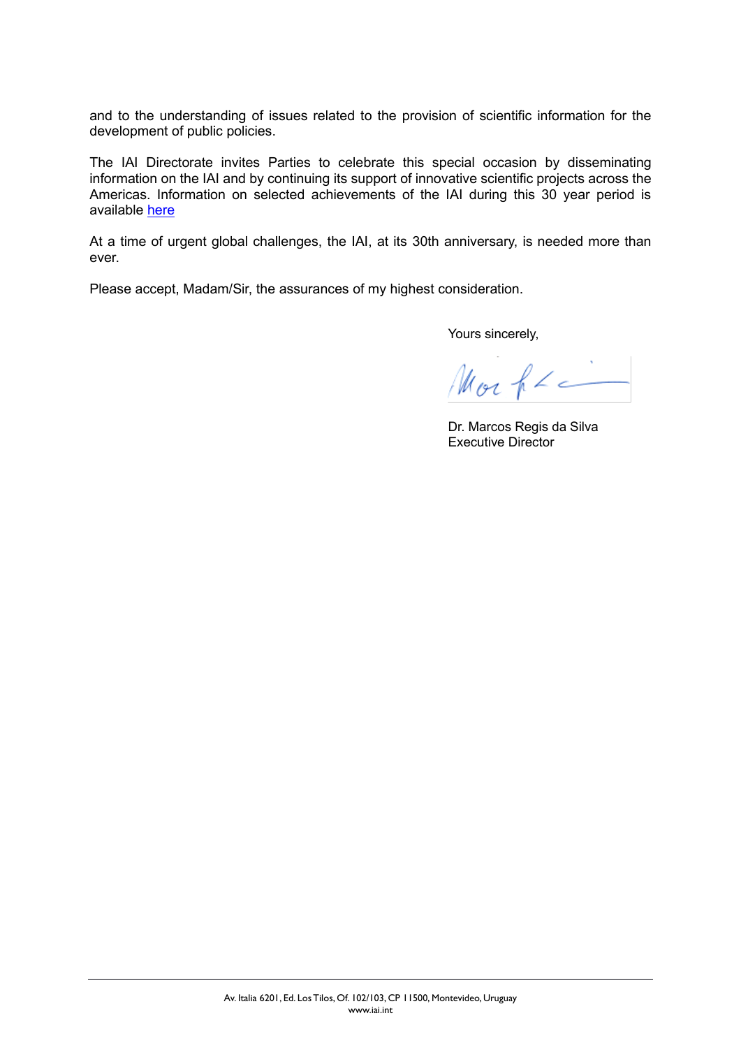and to the understanding of issues related to the provision of scientific information for the development of public policies.

The IAI Directorate invites Parties to celebrate this special occasion by disseminating information on the IAI and by continuing its support of innovative scientific projects across the Americas. Information on selected achievements of the IAI during this 30 year period is available here

At a time of urgent global challenges, the IAI, at its 30th anniversary, is needed more than ever.

Please accept, Madam/Sir, the assurances of my highest consideration.

Yours sincerely,

Dr. Marcos Regis da Silva  
Executive Director

Av. Italia 6201, Ed. Los Tilos, Of. 102/103, CP 11500, Montevideo, Uruguay  
www.iai.int